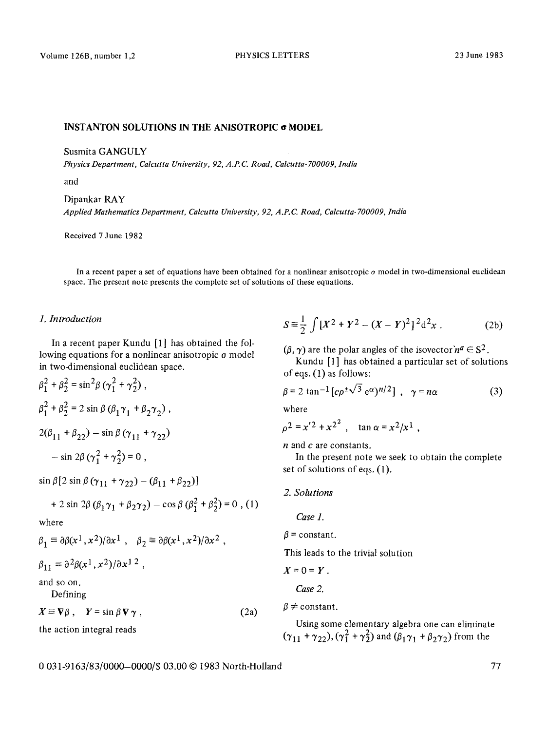# INSTANTON SOLUTIONS IN THE ANISOTROPIC σ MODEL

Susmita GANGULY

*Physics Department, Calcutta University, 92, A.P.C. Road, Calcutta-700009, India*

and

Dipankar RAY

*Applied Mathematics Department, Calcutta University, 92, A.P.C. Road, Calcutta-700009, India*

Received 7 June 1982

In a recent paper a set of equations have been obtained for a nonlinear anisotropic σ model in two-dimensional euclidean space. The present note presents the complete set of solutions of these equations.

## *1. Introduction*

In a recent paper Kundu [1] has obtained the following equations for a nonlinear anisotropic σ model in two-dimensional euclidean space.

$$\beta_1^2 + \beta_2^2 = \sin^2\beta\,(\gamma_1^2 + \gamma_2^2)\,,$$

$$\beta_1^2 + \beta_2^2 = 2\sin\beta\,(\beta_1\gamma_1 + \beta_2\gamma_2)\,,$$

$$2(\beta_{11} + \beta_{22}) - \sin\beta\,(\gamma_{11} + \gamma_{22}) - \sin 2\beta\,(\gamma_1^2 + \gamma_2^2) = 0\,,$$

$$\sin\beta[2\sin\beta\,(\gamma_{11} + \gamma_{22}) - (\beta_{11} + \beta_{22})] + 2\sin 2\beta\,(\beta_1\gamma_1 + \beta_2\gamma_2) - \cos\beta\,(\beta_1^2 + \beta_2^2) = 0\,, \quad (1)$$

where

$$\beta_1 \equiv \partial\beta(x^1, x^2)/\partial x^1\,, \quad \beta_2 \equiv \partial\beta(x^1, x^2)/\partial x^2\,,$$

$$\beta_{11} \equiv \partial^2\beta(x^1, x^2)/\partial x^{1\,2}\,,$$

and so on.

Defining

$$X \equiv \nabla\beta\,, \quad Y = \sin\beta\,\nabla\gamma\,, \quad (2a)$$

the action integral reads

$$S \equiv \frac{1}{2}\int [X^2 + Y^2 - (X - Y)^2]^2\,\mathrm{d}^2x\,. \quad (2b)$$

$(\beta, \gamma)$ are the polar angles of the isovector $n^a \in S^2$.

Kundu [1] has obtained a particular set of solutions of eqs. (1) as follows:

$$\beta = 2\tan^{-1}[c\rho^{\pm\sqrt{3}}\,\mathrm{e}^{\alpha})^{n/2}]\,, \quad \gamma = n\alpha \quad (3)$$

where

$$\rho^2 = x'^2 + x^{2^2}\,, \quad \tan\alpha = x^2/x^1\,,$$

$n$ and $c$ are constants.

In the present note we seek to obtain the complete set of solutions of eqs. (1).

## *2. Solutions*

*Case 1.*

$\beta$ = constant.

This leads to the trivial solution

$X = 0 = Y$.

*Case 2.*

$\beta \neq$ constant.

Using some elementary algebra one can eliminate $(\gamma_{11} + \gamma_{22})$, $(\gamma_1^2 + \gamma_2^2)$ and $(\beta_1\gamma_1 + \beta_2\gamma_2)$ from the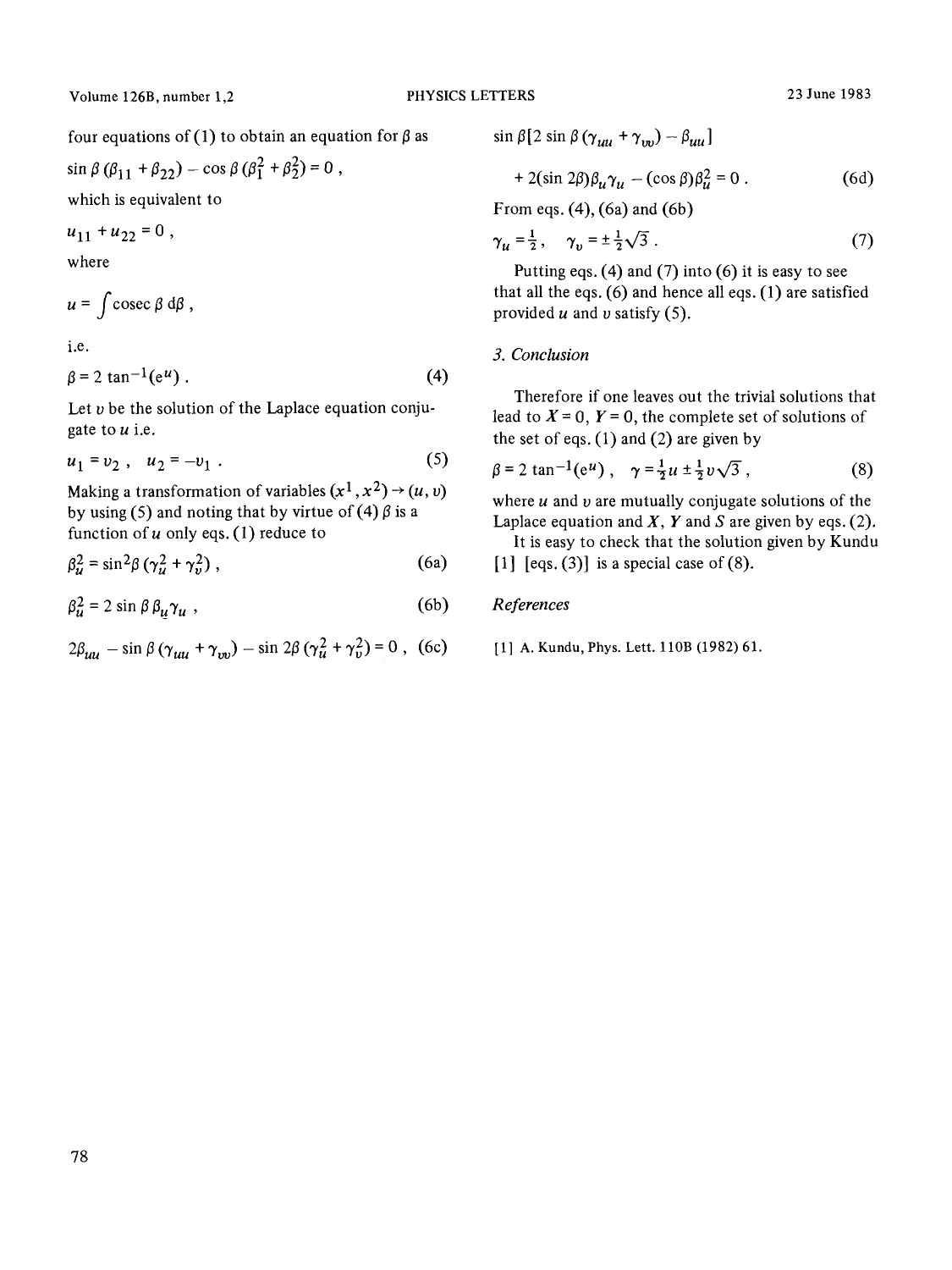four equations of (1) to obtain an equation for $\beta$ as

$$\sin\beta\,(\beta_{11}+\beta_{22}) - \cos\beta\,(\beta_1^2+\beta_2^2) = 0\,,$$

which is equivalent to

$$u_{11}+u_{22} = 0\,,$$

where

$$u = \int \operatorname{cosec}\beta\, d\beta\,,$$

i.e.

$$\beta = 2\tan^{-1}(e^u)\,. \tag{4}$$

Let $v$ be the solution of the Laplace equation conjugate to $u$ i.e.

$$u_1 = v_2\,,\quad u_2 = -v_1\,. \tag{5}$$

Making a transformation of variables $(x^1, x^2) \to (u, v)$ by using (5) and noting that by virtue of (4) $\beta$ is a function of $u$ only eqs. (1) reduce to

$$\beta_u^2 = \sin^2\beta\,(\gamma_u^2+\gamma_v^2)\,, \tag{6a}$$

$$\beta_u^2 = 2\sin\beta\,\beta_u\gamma_u\,, \tag{6b}$$

$$2\beta_{uu} - \sin\beta\,(\gamma_{uu}+\gamma_{vv}) - \sin 2\beta\,(\gamma_u^2+\gamma_v^2) = 0\,, \tag{6c}$$

$$\sin\beta[2\sin\beta\,(\gamma_{uu}+\gamma_{vv}) - \beta_{uu}] + 2(\sin 2\beta)\beta_u\gamma_u - (\cos\beta)\beta_u^2 = 0\,. \tag{6d}$$

From eqs. (4), (6a) and (6b)

$$\gamma_u = \tfrac{1}{2}\,,\quad \gamma_v = \pm\tfrac{1}{2}\sqrt{3}\,. \tag{7}$$

Putting eqs. (4) and (7) into (6) it is easy to see that all the eqs. (6) and hence all eqs. (1) are satisfied provided $u$ and $v$ satisfy (5).

### 3. *Conclusion*

Therefore if one leaves out the trivial solutions that lead to $X = 0$, $Y = 0$, the complete set of solutions of the set of eqs. (1) and (2) are given by

$$\beta = 2\tan^{-1}(e^u)\,,\quad \gamma = \tfrac{1}{2}u \pm \tfrac{1}{2}v\sqrt{3}\,, \tag{8}$$

where $u$ and $v$ are mutually conjugate solutions of the Laplace equation and $X$, $Y$ and $S$ are given by eqs. (2).

It is easy to check that the solution given by Kundu [1] [eqs. (3)] is a special case of (8).

### *References*

[1] A. Kundu, Phys. Lett. 110B (1982) 61.